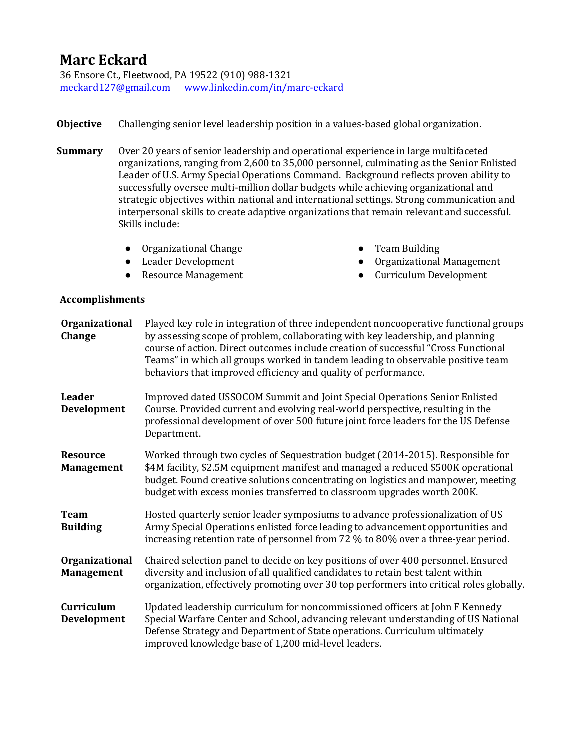# Marc Eckard

36 Ensore Ct., Fleetwood, PA 19522 (910) 988-1321
meckard127@gmail.com www.linkedin.com/in/marc-eckard

**Objective** Challenging senior level leadership position in a values-based global organization.

**Summary** Over 20 years of senior leadership and operational experience in large multifaceted organizations, ranging from 2,600 to 35,000 personnel, culminating as the Senior Enlisted Leader of U.S. Army Special Operations Command. Background reflects proven ability to successfully oversee multi-million dollar budgets while achieving organizational and strategic objectives within national and international settings. Strong communication and interpersonal skills to create adaptive organizations that remain relevant and successful. Skills include:

- Organizational Change
- Leader Development
- Resource Management
- Team Building
- Organizational Management
- Curriculum Development

## Accomplishments

**Organizational Change** Played key role in integration of three independent noncooperative functional groups by assessing scope of problem, collaborating with key leadership, and planning course of action. Direct outcomes include creation of successful "Cross Functional Teams" in which all groups worked in tandem leading to observable positive team behaviors that improved efficiency and quality of performance.

**Leader Development** Improved dated USSOCOM Summit and Joint Special Operations Senior Enlisted Course. Provided current and evolving real-world perspective, resulting in the professional development of over 500 future joint force leaders for the US Defense Department.

**Resource Management** Worked through two cycles of Sequestration budget (2014-2015). Responsible for $4M facility, $2.5M equipment manifest and managed a reduced $500K operational budget. Found creative solutions concentrating on logistics and manpower, meeting budget with excess monies transferred to classroom upgrades worth 200K.

**Team Building** Hosted quarterly senior leader symposiums to advance professionalization of US Army Special Operations enlisted force leading to advancement opportunities and increasing retention rate of personnel from 72 % to 80% over a three-year period.

**Organizational Management** Chaired selection panel to decide on key positions of over 400 personnel. Ensured diversity and inclusion of all qualified candidates to retain best talent within organization, effectively promoting over 30 top performers into critical roles globally.

**Curriculum Development** Updated leadership curriculum for noncommissioned officers at John F Kennedy Special Warfare Center and School, advancing relevant understanding of US National Defense Strategy and Department of State operations. Curriculum ultimately improved knowledge base of 1,200 mid-level leaders.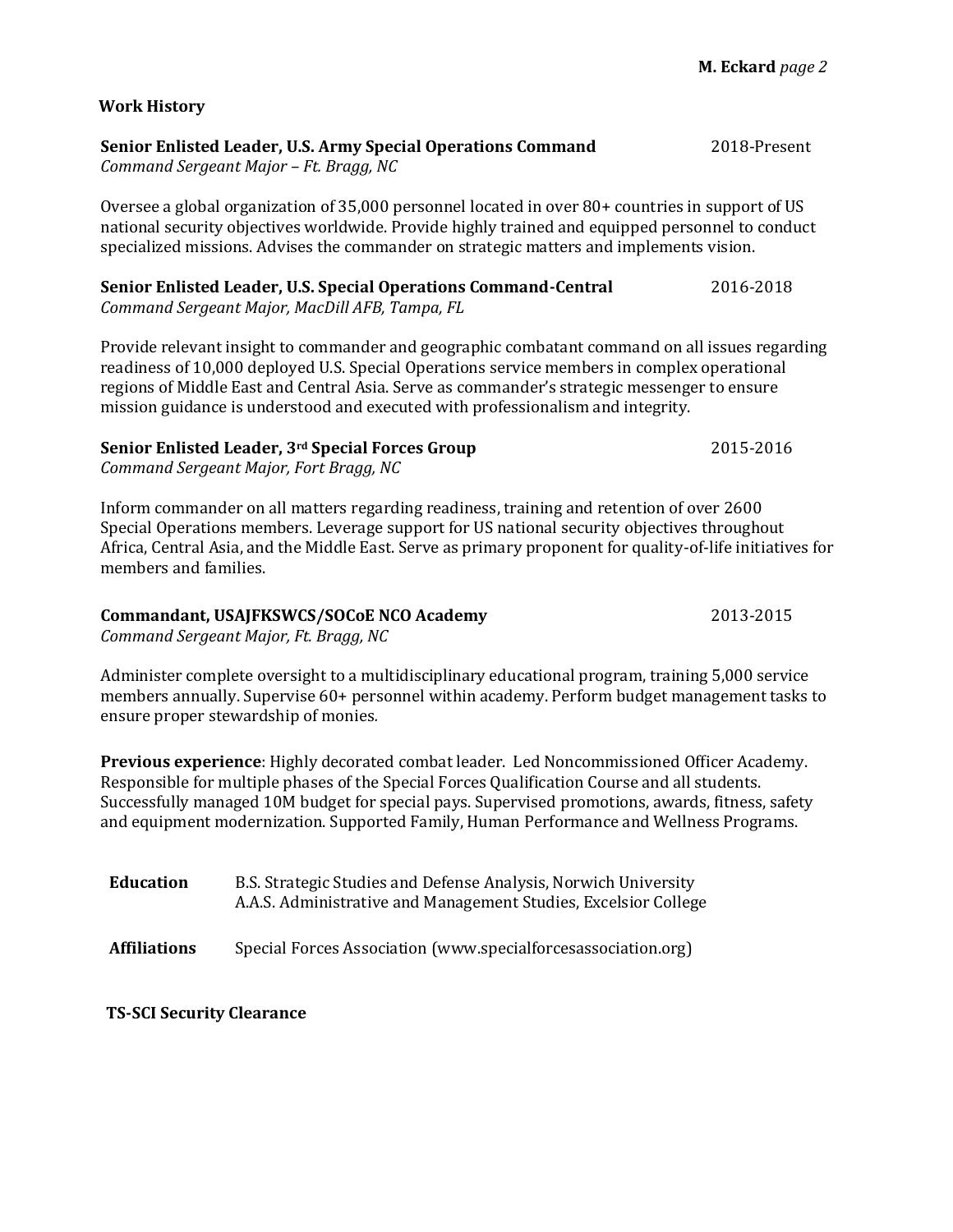## Work History

**Senior Enlisted Leader, U.S. Army Special Operations Command** 2018-Present
*Command Sergeant Major – Ft. Bragg, NC*

Oversee a global organization of 35,000 personnel located in over 80+ countries in support of US national security objectives worldwide. Provide highly trained and equipped personnel to conduct specialized missions. Advises the commander on strategic matters and implements vision.

**Senior Enlisted Leader, U.S. Special Operations Command-Central** 2016-2018
*Command Sergeant Major, MacDill AFB, Tampa, FL*

Provide relevant insight to commander and geographic combatant command on all issues regarding readiness of 10,000 deployed U.S. Special Operations service members in complex operational regions of Middle East and Central Asia. Serve as commander's strategic messenger to ensure mission guidance is understood and executed with professionalism and integrity.

**Senior Enlisted Leader, 3rd Special Forces Group** 2015-2016
*Command Sergeant Major, Fort Bragg, NC*

Inform commander on all matters regarding readiness, training and retention of over 2600 Special Operations members. Leverage support for US national security objectives throughout Africa, Central Asia, and the Middle East. Serve as primary proponent for quality-of-life initiatives for members and families.

**Commandant, USAJFKSWCS/SOCoE NCO Academy** 2013-2015
*Command Sergeant Major, Ft. Bragg, NC*

Administer complete oversight to a multidisciplinary educational program, training 5,000 service members annually. Supervise 60+ personnel within academy. Perform budget management tasks to ensure proper stewardship of monies.

**Previous experience**: Highly decorated combat leader. Led Noncommissioned Officer Academy. Responsible for multiple phases of the Special Forces Qualification Course and all students. Successfully managed 10M budget for special pays. Supervised promotions, awards, fitness, safety and equipment modernization. Supported Family, Human Performance and Wellness Programs.

**Education**
B.S. Strategic Studies and Defense Analysis, Norwich University
A.A.S. Administrative and Management Studies, Excelsior College

**Affiliations**
Special Forces Association (www.specialforcesassociation.org)

**TS-SCI Security Clearance**